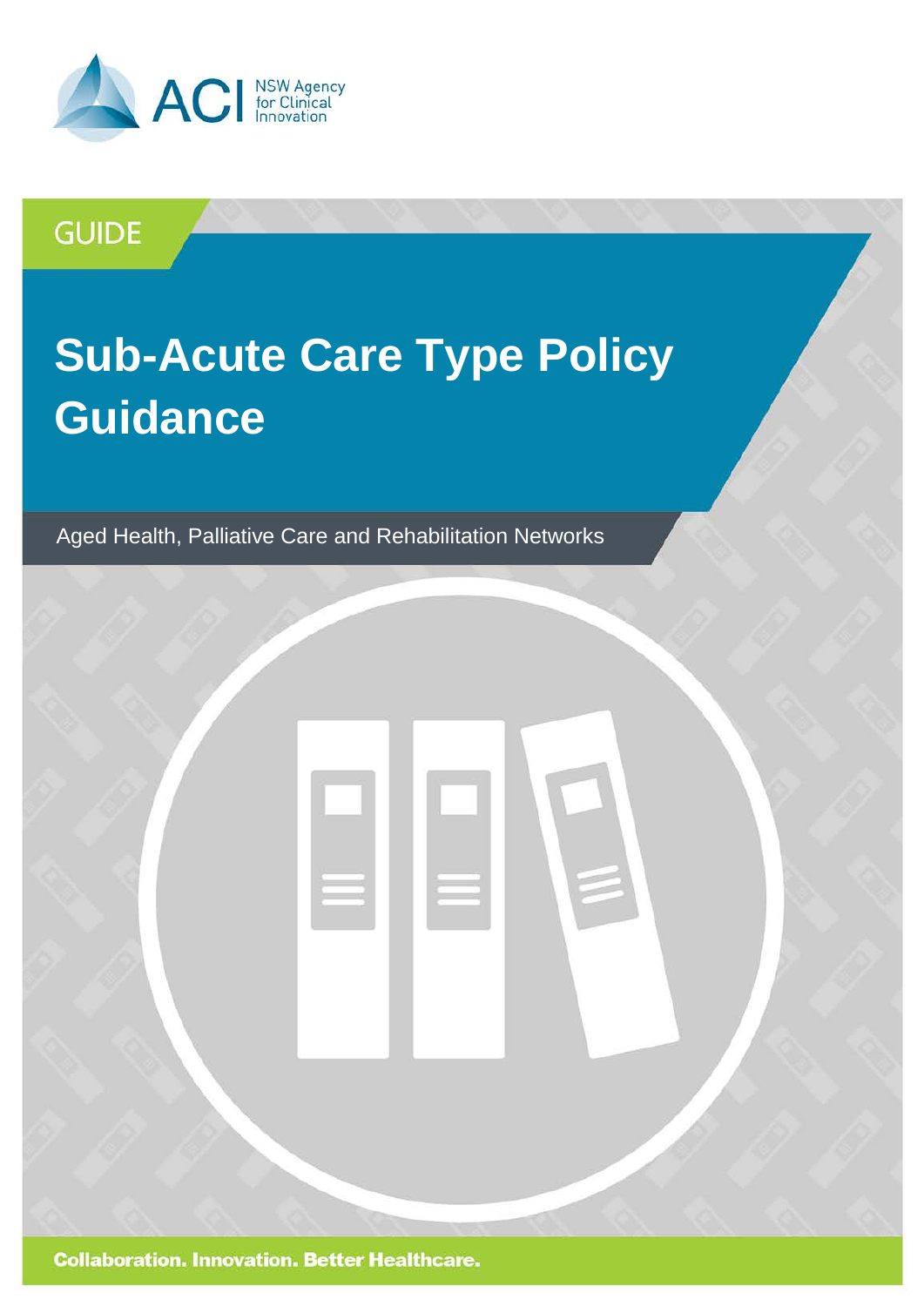ACI NSW Agency for Clinical Innovation

GUIDE

# Sub-Acute Care Type Policy Guidance

Aged Health, Palliative Care and Rehabilitation Networks

**Collaboration. Innovation. Better Healthcare.**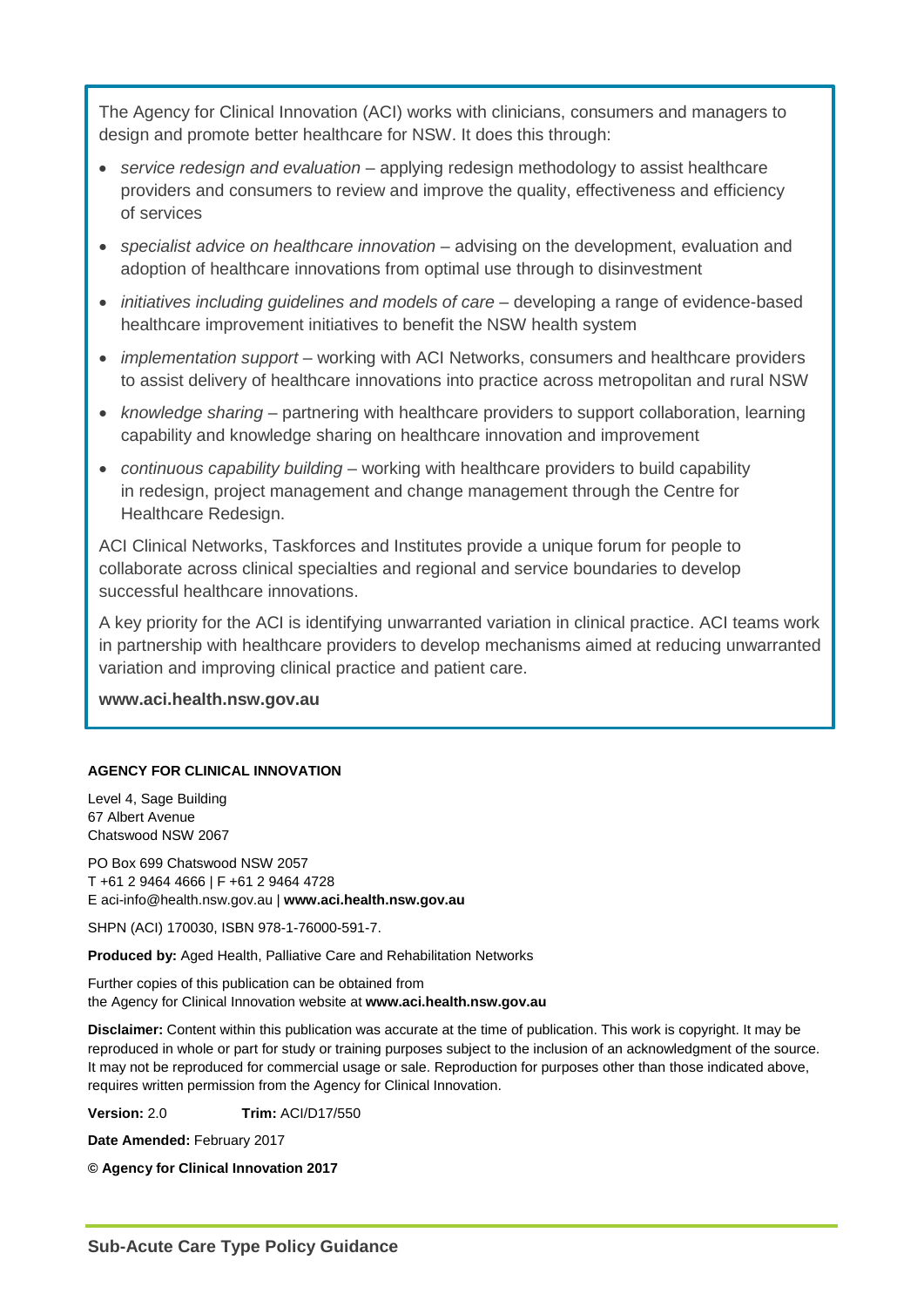The Agency for Clinical Innovation (ACI) works with clinicians, consumers and managers to design and promote better healthcare for NSW. It does this through:

- *service redesign and evaluation* – applying redesign methodology to assist healthcare providers and consumers to review and improve the quality, effectiveness and efficiency of services
- *specialist advice on healthcare innovation* – advising on the development, evaluation and adoption of healthcare innovations from optimal use through to disinvestment
- *initiatives including guidelines and models of care* – developing a range of evidence-based healthcare improvement initiatives to benefit the NSW health system
- *implementation support* – working with ACI Networks, consumers and healthcare providers to assist delivery of healthcare innovations into practice across metropolitan and rural NSW
- *knowledge sharing* – partnering with healthcare providers to support collaboration, learning capability and knowledge sharing on healthcare innovation and improvement
- *continuous capability building* – working with healthcare providers to build capability in redesign, project management and change management through the Centre for Healthcare Redesign.

ACI Clinical Networks, Taskforces and Institutes provide a unique forum for people to collaborate across clinical specialties and regional and service boundaries to develop successful healthcare innovations.

A key priority for the ACI is identifying unwarranted variation in clinical practice. ACI teams work in partnership with healthcare providers to develop mechanisms aimed at reducing unwarranted variation and improving clinical practice and patient care.

**www.aci.health.nsw.gov.au**

**AGENCY FOR CLINICAL INNOVATION**

Level 4, Sage Building
67 Albert Avenue
Chatswood NSW 2067

PO Box 699 Chatswood NSW 2057
T +61 2 9464 4666 | F +61 2 9464 4728
E aci-info@health.nsw.gov.au | **www.aci.health.nsw.gov.au**

SHPN (ACI) 170030, ISBN 978-1-76000-591-7.

**Produced by:** Aged Health, Palliative Care and Rehabilitation Networks

Further copies of this publication can be obtained from
the Agency for Clinical Innovation website at **www.aci.health.nsw.gov.au**

**Disclaimer:** Content within this publication was accurate at the time of publication. This work is copyright. It may be reproduced in whole or part for study or training purposes subject to the inclusion of an acknowledgment of the source. It may not be reproduced for commercial usage or sale. Reproduction for purposes other than those indicated above, requires written permission from the Agency for Clinical Innovation.

**Version:** 2.0 **Trim:** ACI/D17/550

**Date Amended:** February 2017

**© Agency for Clinical Innovation 2017**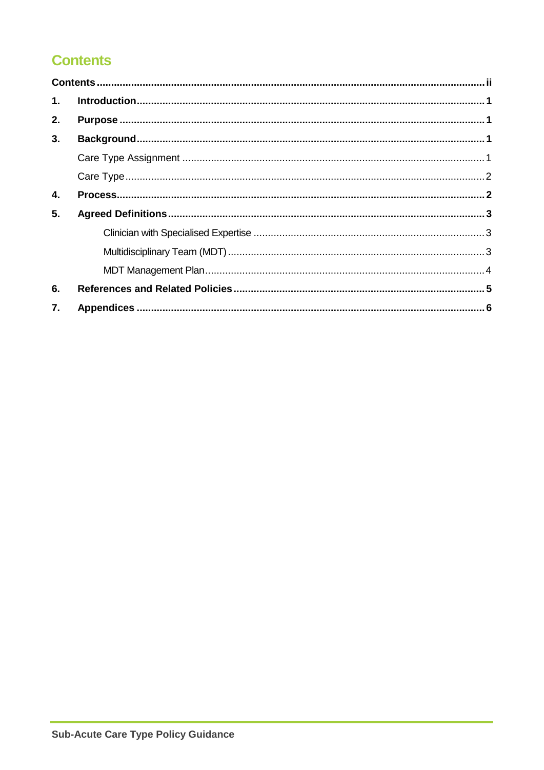# Contents

- Contents ..... ii
- 1. Introduction ..... 1
- 2. Purpose ..... 1
- 3. Background ..... 1
  - Care Type Assignment ..... 1
  - Care Type ..... 2
- 4. Process ..... 2
- 5. Agreed Definitions ..... 3
  - Clinician with Specialised Expertise ..... 3
  - Multidisciplinary Team (MDT) ..... 3
  - MDT Management Plan ..... 4
- 6. References and Related Policies ..... 5
- 7. Appendices ..... 6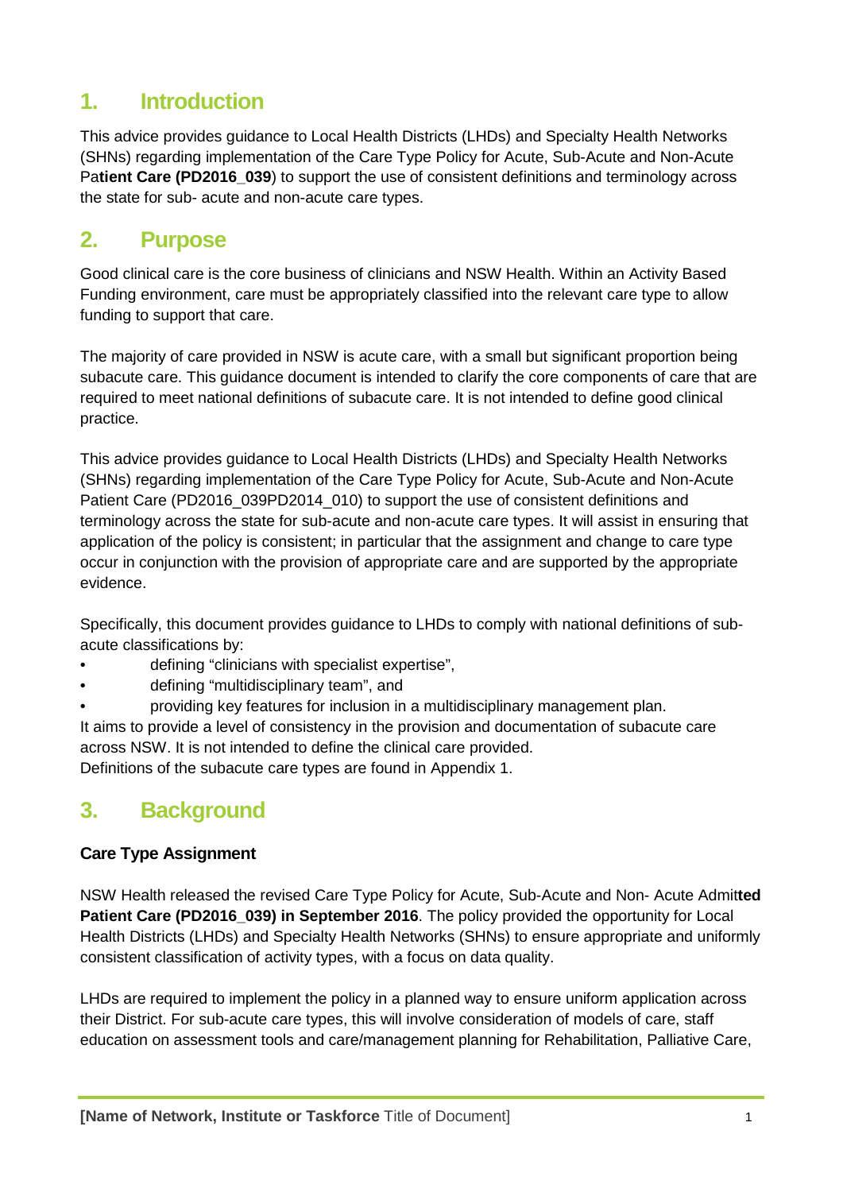## 1. Introduction

This advice provides guidance to Local Health Districts (LHDs) and Specialty Health Networks (SHNs) regarding implementation of the Care Type Policy for Acute, Sub-Acute and Non-Acute Pa**tient Care (PD2016_039**) to support the use of consistent definitions and terminology across the state for sub- acute and non-acute care types.

## 2. Purpose

Good clinical care is the core business of clinicians and NSW Health. Within an Activity Based Funding environment, care must be appropriately classified into the relevant care type to allow funding to support that care.

The majority of care provided in NSW is acute care, with a small but significant proportion being subacute care. This guidance document is intended to clarify the core components of care that are required to meet national definitions of subacute care. It is not intended to define good clinical practice.

This advice provides guidance to Local Health Districts (LHDs) and Specialty Health Networks (SHNs) regarding implementation of the Care Type Policy for Acute, Sub-Acute and Non-Acute Patient Care (PD2016_039PD2014_010) to support the use of consistent definitions and terminology across the state for sub-acute and non-acute care types. It will assist in ensuring that application of the policy is consistent; in particular that the assignment and change to care type occur in conjunction with the provision of appropriate care and are supported by the appropriate evidence.

Specifically, this document provides guidance to LHDs to comply with national definitions of sub-acute classifications by:

- defining "clinicians with specialist expertise",
- defining "multidisciplinary team", and
- providing key features for inclusion in a multidisciplinary management plan.

It aims to provide a level of consistency in the provision and documentation of subacute care across NSW. It is not intended to define the clinical care provided.
Definitions of the subacute care types are found in Appendix 1.

## 3. Background

### Care Type Assignment

NSW Health released the revised Care Type Policy for Acute, Sub-Acute and Non- Acute Admit**ted Patient Care (PD2016_039) in September 2016**. The policy provided the opportunity for Local Health Districts (LHDs) and Specialty Health Networks (SHNs) to ensure appropriate and uniformly consistent classification of activity types, with a focus on data quality.

LHDs are required to implement the policy in a planned way to ensure uniform application across their District. For sub-acute care types, this will involve consideration of models of care, staff education on assessment tools and care/management planning for Rehabilitation, Palliative Care,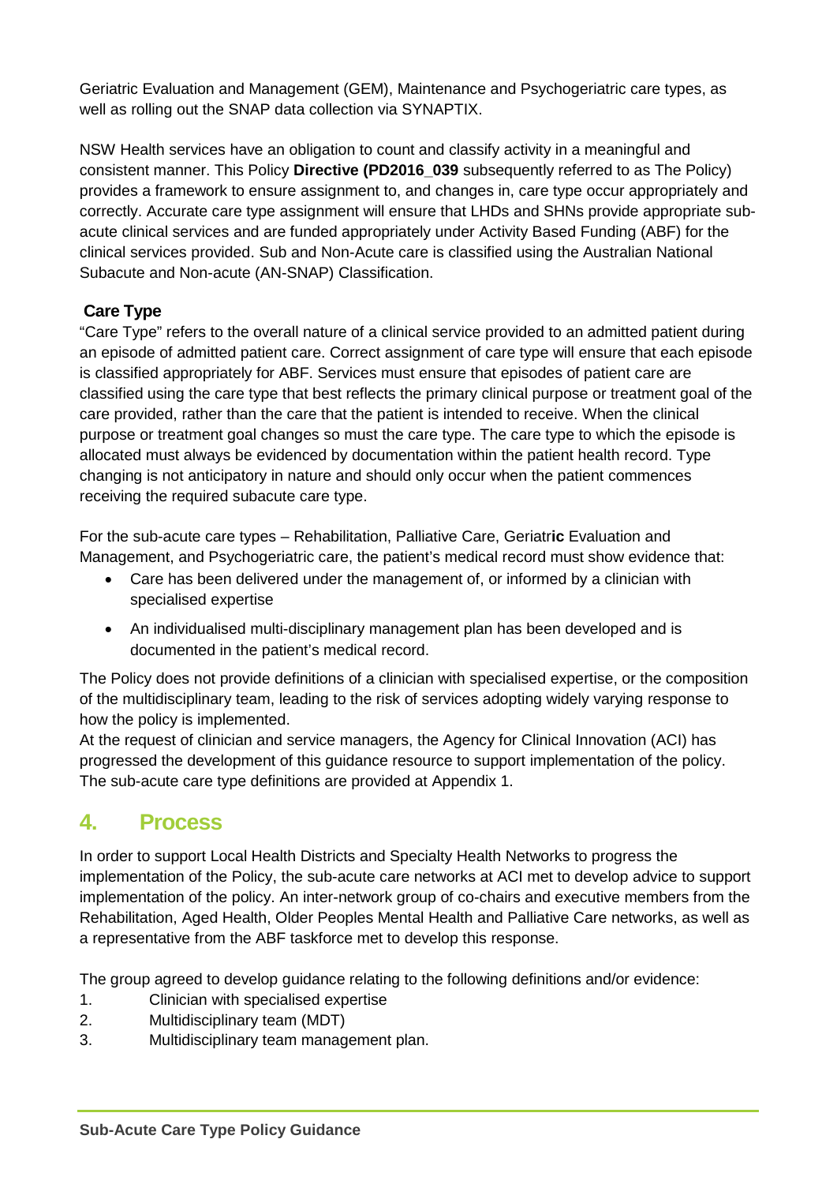Geriatric Evaluation and Management (GEM), Maintenance and Psychogeriatric care types, as well as rolling out the SNAP data collection via SYNAPTIX.

NSW Health services have an obligation to count and classify activity in a meaningful and consistent manner. This Policy **Directive (PD2016_039** subsequently referred to as The Policy) provides a framework to ensure assignment to, and changes in, care type occur appropriately and correctly. Accurate care type assignment will ensure that LHDs and SHNs provide appropriate sub-acute clinical services and are funded appropriately under Activity Based Funding (ABF) for the clinical services provided. Sub and Non-Acute care is classified using the Australian National Subacute and Non-acute (AN-SNAP) Classification.

### Care Type

"Care Type" refers to the overall nature of a clinical service provided to an admitted patient during an episode of admitted patient care. Correct assignment of care type will ensure that each episode is classified appropriately for ABF. Services must ensure that episodes of patient care are classified using the care type that best reflects the primary clinical purpose or treatment goal of the care provided, rather than the care that the patient is intended to receive. When the clinical purpose or treatment goal changes so must the care type. The care type to which the episode is allocated must always be evidenced by documentation within the patient health record. Type changing is not anticipatory in nature and should only occur when the patient commences receiving the required subacute care type.

For the sub-acute care types – Rehabilitation, Palliative Care, Geriatr**ic** Evaluation and Management, and Psychogeriatric care, the patient's medical record must show evidence that:

- Care has been delivered under the management of, or informed by a clinician with specialised expertise
- An individualised multi-disciplinary management plan has been developed and is documented in the patient's medical record.

The Policy does not provide definitions of a clinician with specialised expertise, or the composition of the multidisciplinary team, leading to the risk of services adopting widely varying response to how the policy is implemented.

At the request of clinician and service managers, the Agency for Clinical Innovation (ACI) has progressed the development of this guidance resource to support implementation of the policy. The sub-acute care type definitions are provided at Appendix 1.

## 4. Process

In order to support Local Health Districts and Specialty Health Networks to progress the implementation of the Policy, the sub-acute care networks at ACI met to develop advice to support implementation of the policy. An inter-network group of co-chairs and executive members from the Rehabilitation, Aged Health, Older Peoples Mental Health and Palliative Care networks, as well as a representative from the ABF taskforce met to develop this response.

The group agreed to develop guidance relating to the following definitions and/or evidence:

1. Clinician with specialised expertise
2. Multidisciplinary team (MDT)
3. Multidisciplinary team management plan.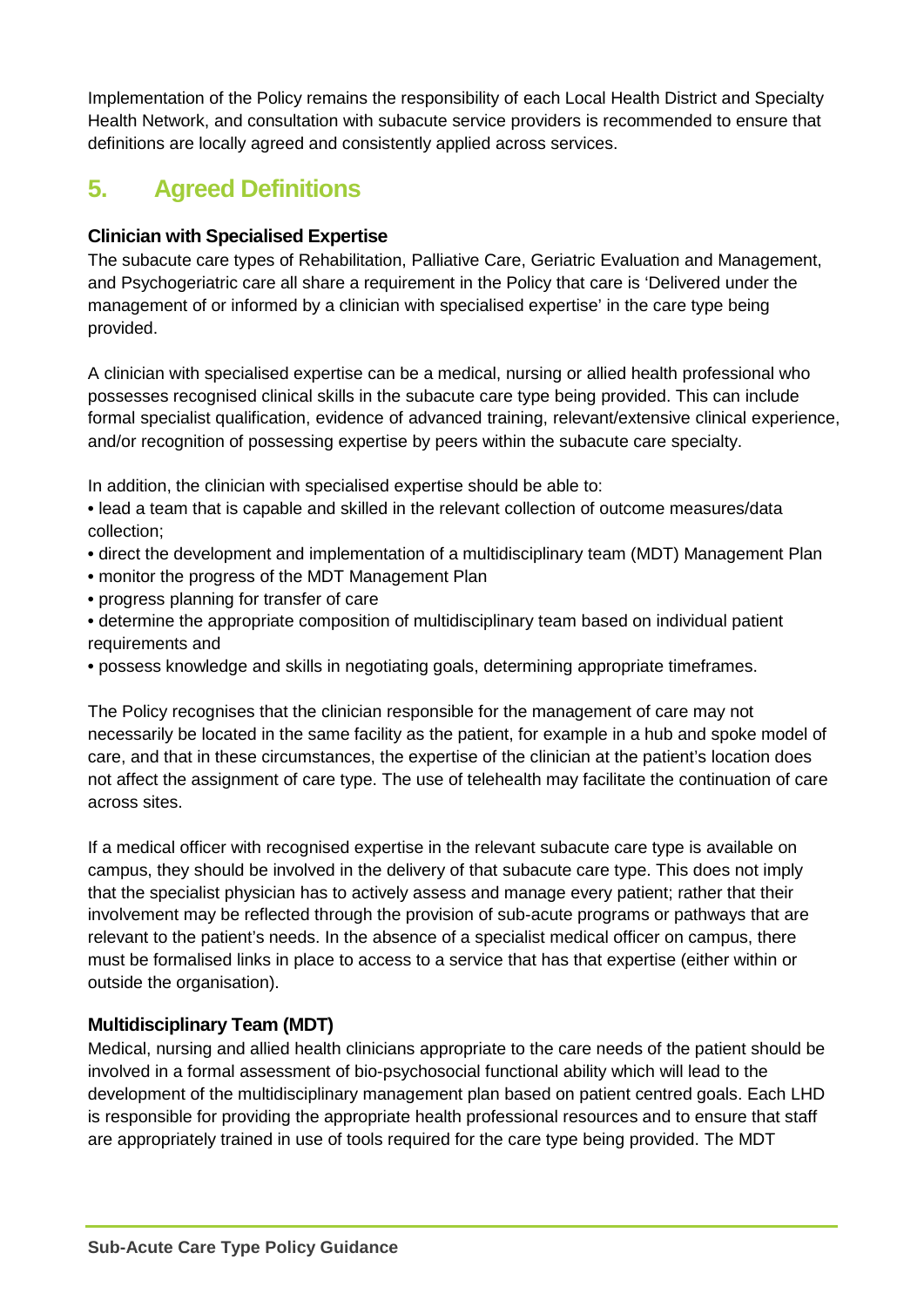Implementation of the Policy remains the responsibility of each Local Health District and Specialty Health Network, and consultation with subacute service providers is recommended to ensure that definitions are locally agreed and consistently applied across services.

## 5. Agreed Definitions

### Clinician with Specialised Expertise

The subacute care types of Rehabilitation, Palliative Care, Geriatric Evaluation and Management, and Psychogeriatric care all share a requirement in the Policy that care is 'Delivered under the management of or informed by a clinician with specialised expertise' in the care type being provided.

A clinician with specialised expertise can be a medical, nursing or allied health professional who possesses recognised clinical skills in the subacute care type being provided. This can include formal specialist qualification, evidence of advanced training, relevant/extensive clinical experience, and/or recognition of possessing expertise by peers within the subacute care specialty.

In addition, the clinician with specialised expertise should be able to:

- lead a team that is capable and skilled in the relevant collection of outcome measures/data collection;
- direct the development and implementation of a multidisciplinary team (MDT) Management Plan
- monitor the progress of the MDT Management Plan
- progress planning for transfer of care
- determine the appropriate composition of multidisciplinary team based on individual patient requirements and
- possess knowledge and skills in negotiating goals, determining appropriate timeframes.

The Policy recognises that the clinician responsible for the management of care may not necessarily be located in the same facility as the patient, for example in a hub and spoke model of care, and that in these circumstances, the expertise of the clinician at the patient's location does not affect the assignment of care type. The use of telehealth may facilitate the continuation of care across sites.

If a medical officer with recognised expertise in the relevant subacute care type is available on campus, they should be involved in the delivery of that subacute care type. This does not imply that the specialist physician has to actively assess and manage every patient; rather that their involvement may be reflected through the provision of sub-acute programs or pathways that are relevant to the patient's needs. In the absence of a specialist medical officer on campus, there must be formalised links in place to access to a service that has that expertise (either within or outside the organisation).

### Multidisciplinary Team (MDT)

Medical, nursing and allied health clinicians appropriate to the care needs of the patient should be involved in a formal assessment of bio-psychosocial functional ability which will lead to the development of the multidisciplinary management plan based on patient centred goals. Each LHD is responsible for providing the appropriate health professional resources and to ensure that staff are appropriately trained in use of tools required for the care type being provided. The MDT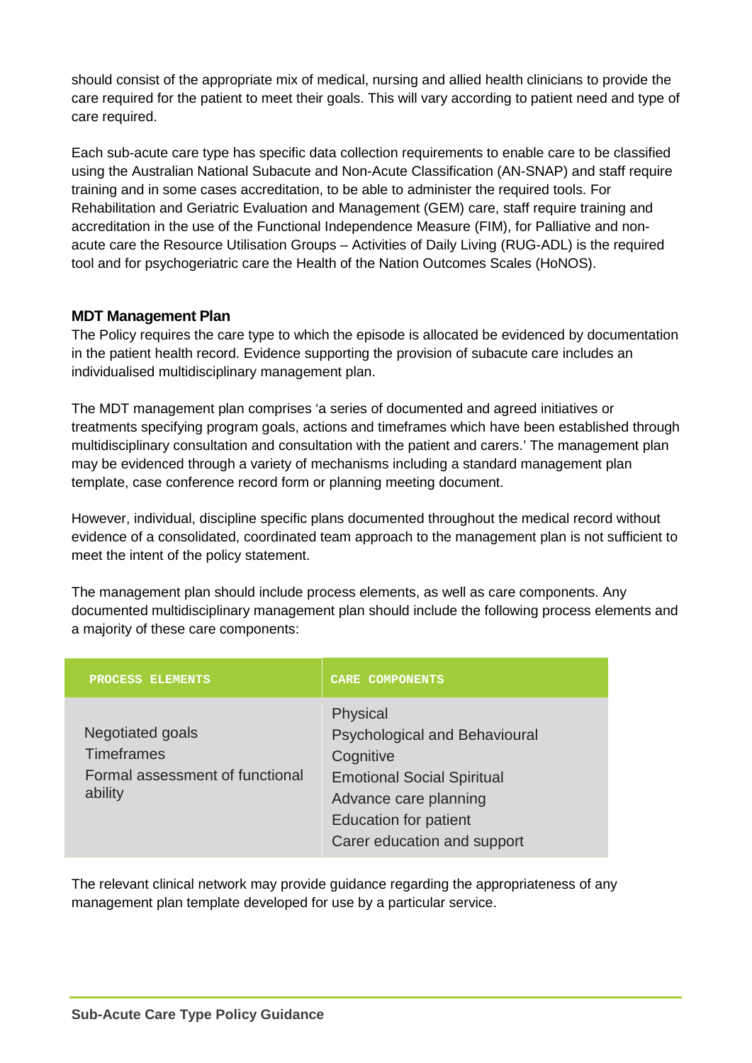should consist of the appropriate mix of medical, nursing and allied health clinicians to provide the care required for the patient to meet their goals. This will vary according to patient need and type of care required.

Each sub-acute care type has specific data collection requirements to enable care to be classified using the Australian National Subacute and Non-Acute Classification (AN-SNAP) and staff require training and in some cases accreditation, to be able to administer the required tools. For Rehabilitation and Geriatric Evaluation and Management (GEM) care, staff require training and accreditation in the use of the Functional Independence Measure (FIM), for Palliative and non-acute care the Resource Utilisation Groups – Activities of Daily Living (RUG-ADL) is the required tool and for psychogeriatric care the Health of the Nation Outcomes Scales (HoNOS).

### MDT Management Plan

The Policy requires the care type to which the episode is allocated be evidenced by documentation in the patient health record. Evidence supporting the provision of subacute care includes an individualised multidisciplinary management plan.

The MDT management plan comprises 'a series of documented and agreed initiatives or treatments specifying program goals, actions and timeframes which have been established through multidisciplinary consultation and consultation with the patient and carers.' The management plan may be evidenced through a variety of mechanisms including a standard management plan template, case conference record form or planning meeting document.

However, individual, discipline specific plans documented throughout the medical record without evidence of a consolidated, coordinated team approach to the management plan is not sufficient to meet the intent of the policy statement.

The management plan should include process elements, as well as care components. Any documented multidisciplinary management plan should include the following process elements and a majority of these care components:

| PROCESS ELEMENTS | CARE COMPONENTS |
| --- | --- |
| Negotiated goals<br>Timeframes<br>Formal assessment of functional ability | Physical<br>Psychological and Behavioural<br>Cognitive<br>Emotional Social Spiritual<br>Advance care planning<br>Education for patient<br>Carer education and support |

The relevant clinical network may provide guidance regarding the appropriateness of any management plan template developed for use by a particular service.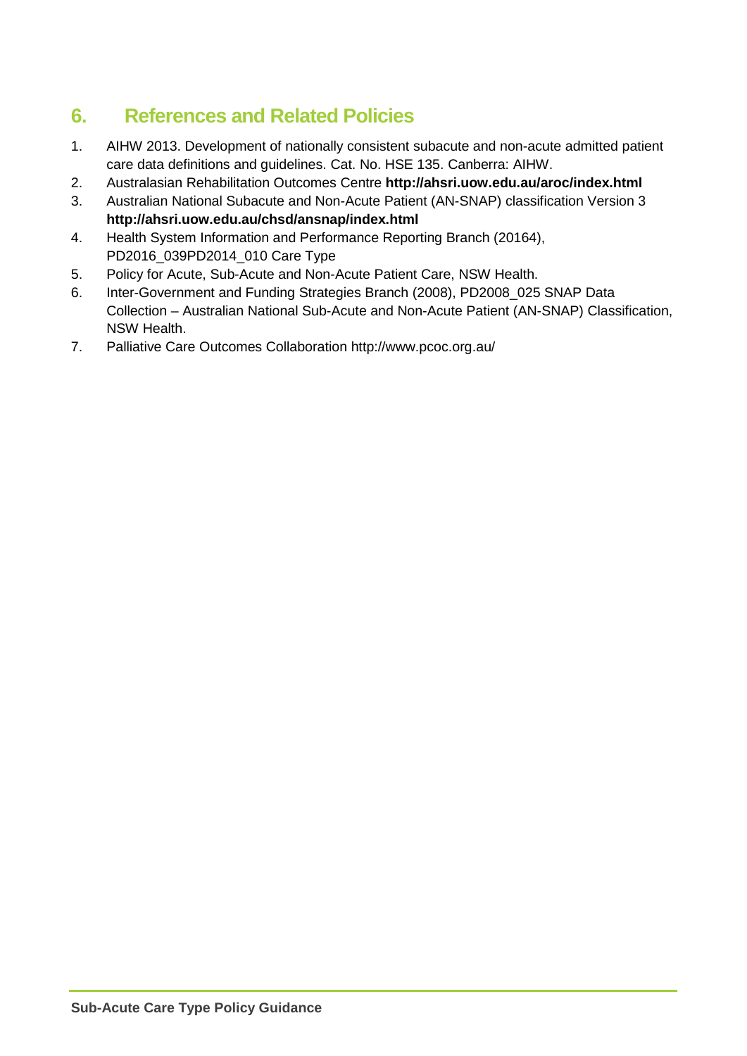## 6. References and Related Policies

1. AIHW 2013. Development of nationally consistent subacute and non-acute admitted patient care data definitions and guidelines. Cat. No. HSE 135. Canberra: AIHW.
2. Australasian Rehabilitation Outcomes Centre **http://ahsri.uow.edu.au/aroc/index.html**
3. Australian National Subacute and Non-Acute Patient (AN-SNAP) classification Version 3 **http://ahsri.uow.edu.au/chsd/ansnap/index.html**
4. Health System Information and Performance Reporting Branch (20164), PD2016_039PD2014_010 Care Type
5. Policy for Acute, Sub-Acute and Non-Acute Patient Care, NSW Health.
6. Inter-Government and Funding Strategies Branch (2008), PD2008_025 SNAP Data Collection – Australian National Sub-Acute and Non-Acute Patient (AN-SNAP) Classification, NSW Health.
7. Palliative Care Outcomes Collaboration http://www.pcoc.org.au/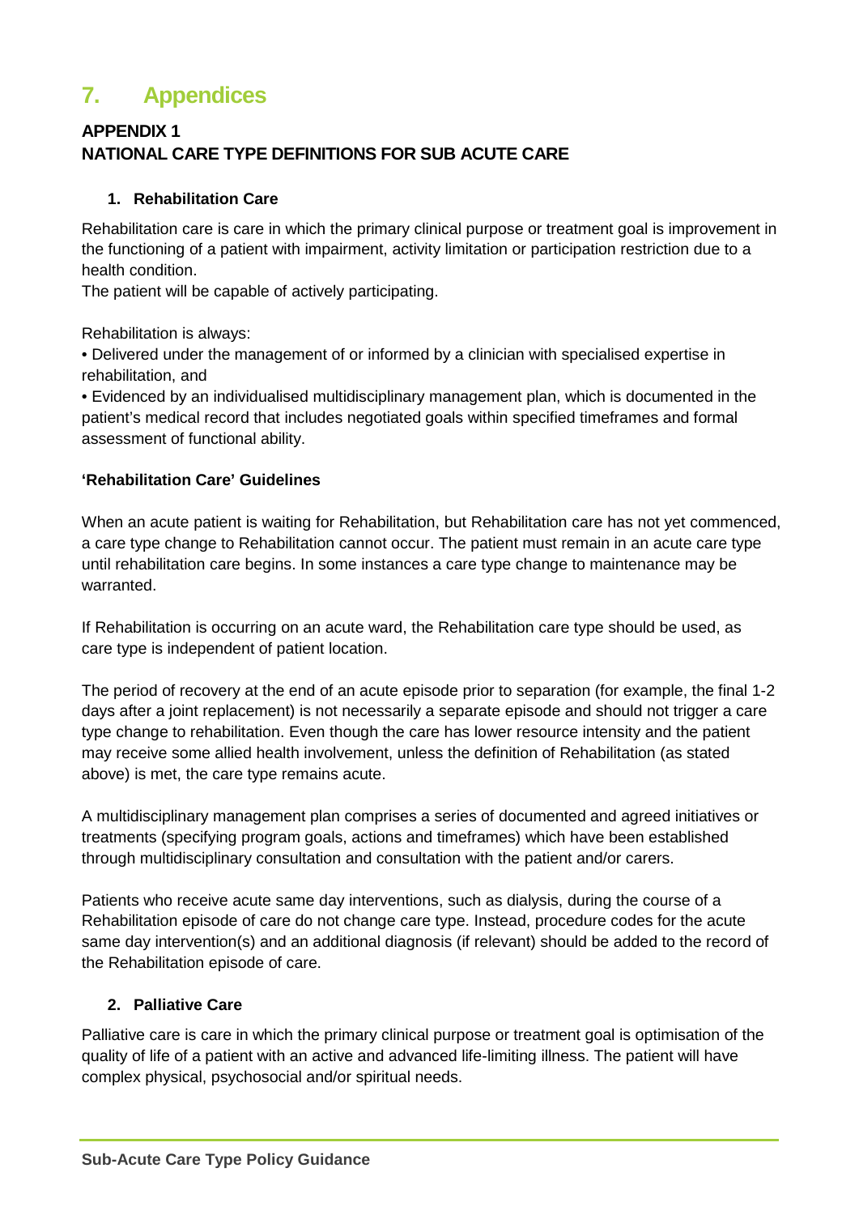# 7. Appendices

## APPENDIX 1
## NATIONAL CARE TYPE DEFINITIONS FOR SUB ACUTE CARE

### 1. Rehabilitation Care

Rehabilitation care is care in which the primary clinical purpose or treatment goal is improvement in the functioning of a patient with impairment, activity limitation or participation restriction due to a health condition.
The patient will be capable of actively participating.

Rehabilitation is always:

- Delivered under the management of or informed by a clinician with specialised expertise in rehabilitation, and
- Evidenced by an individualised multidisciplinary management plan, which is documented in the patient's medical record that includes negotiated goals within specified timeframes and formal assessment of functional ability.

**'Rehabilitation Care' Guidelines**

When an acute patient is waiting for Rehabilitation, but Rehabilitation care has not yet commenced, a care type change to Rehabilitation cannot occur. The patient must remain in an acute care type until rehabilitation care begins. In some instances a care type change to maintenance may be warranted.

If Rehabilitation is occurring on an acute ward, the Rehabilitation care type should be used, as care type is independent of patient location.

The period of recovery at the end of an acute episode prior to separation (for example, the final 1-2 days after a joint replacement) is not necessarily a separate episode and should not trigger a care type change to rehabilitation. Even though the care has lower resource intensity and the patient may receive some allied health involvement, unless the definition of Rehabilitation (as stated above) is met, the care type remains acute.

A multidisciplinary management plan comprises a series of documented and agreed initiatives or treatments (specifying program goals, actions and timeframes) which have been established through multidisciplinary consultation and consultation with the patient and/or carers.

Patients who receive acute same day interventions, such as dialysis, during the course of a Rehabilitation episode of care do not change care type. Instead, procedure codes for the acute same day intervention(s) and an additional diagnosis (if relevant) should be added to the record of the Rehabilitation episode of care.

### 2. Palliative Care

Palliative care is care in which the primary clinical purpose or treatment goal is optimisation of the quality of life of a patient with an active and advanced life-limiting illness. The patient will have complex physical, psychosocial and/or spiritual needs.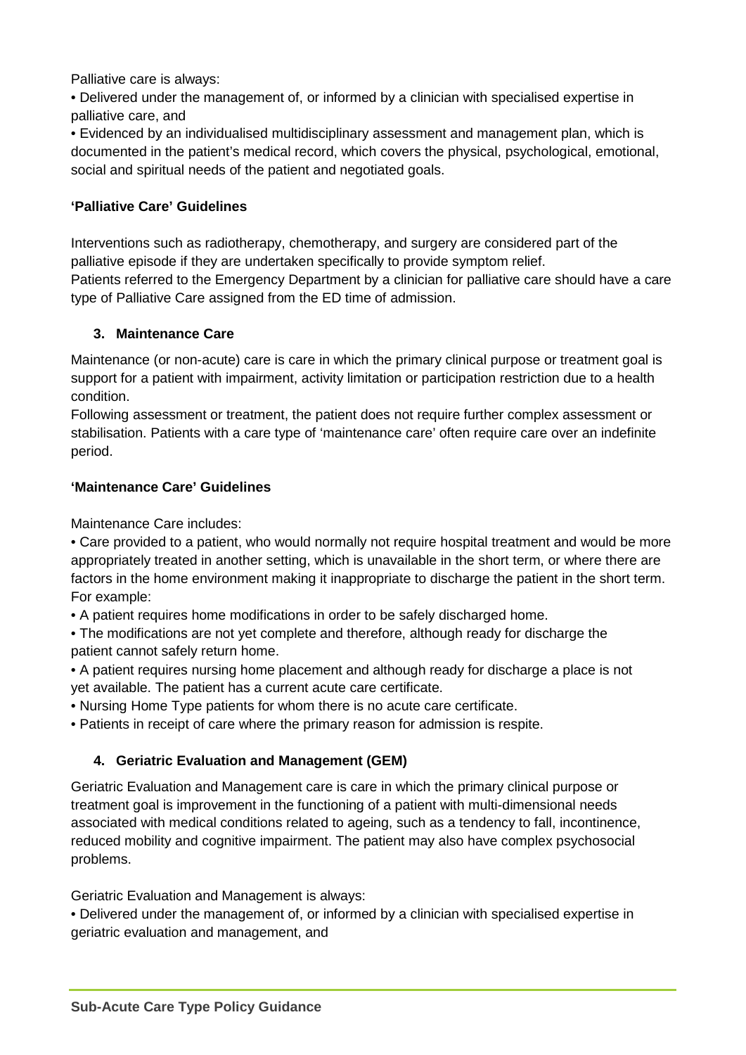Palliative care is always:

• Delivered under the management of, or informed by a clinician with specialised expertise in palliative care, and

• Evidenced by an individualised multidisciplinary assessment and management plan, which is documented in the patient's medical record, which covers the physical, psychological, emotional, social and spiritual needs of the patient and negotiated goals.

**'Palliative Care' Guidelines**

Interventions such as radiotherapy, chemotherapy, and surgery are considered part of the palliative episode if they are undertaken specifically to provide symptom relief.
Patients referred to the Emergency Department by a clinician for palliative care should have a care type of Palliative Care assigned from the ED time of admission.

### 3. Maintenance Care

Maintenance (or non-acute) care is care in which the primary clinical purpose or treatment goal is support for a patient with impairment, activity limitation or participation restriction due to a health condition.
Following assessment or treatment, the patient does not require further complex assessment or stabilisation. Patients with a care type of 'maintenance care' often require care over an indefinite period.

**'Maintenance Care' Guidelines**

Maintenance Care includes:

• Care provided to a patient, who would normally not require hospital treatment and would be more appropriately treated in another setting, which is unavailable in the short term, or where there are factors in the home environment making it inappropriate to discharge the patient in the short term. For example:

• A patient requires home modifications in order to be safely discharged home.

• The modifications are not yet complete and therefore, although ready for discharge the patient cannot safely return home.

• A patient requires nursing home placement and although ready for discharge a place is not yet available. The patient has a current acute care certificate.

• Nursing Home Type patients for whom there is no acute care certificate.

• Patients in receipt of care where the primary reason for admission is respite.

### 4. Geriatric Evaluation and Management (GEM)

Geriatric Evaluation and Management care is care in which the primary clinical purpose or treatment goal is improvement in the functioning of a patient with multi-dimensional needs associated with medical conditions related to ageing, such as a tendency to fall, incontinence, reduced mobility and cognitive impairment. The patient may also have complex psychosocial problems.

Geriatric Evaluation and Management is always:

• Delivered under the management of, or informed by a clinician with specialised expertise in geriatric evaluation and management, and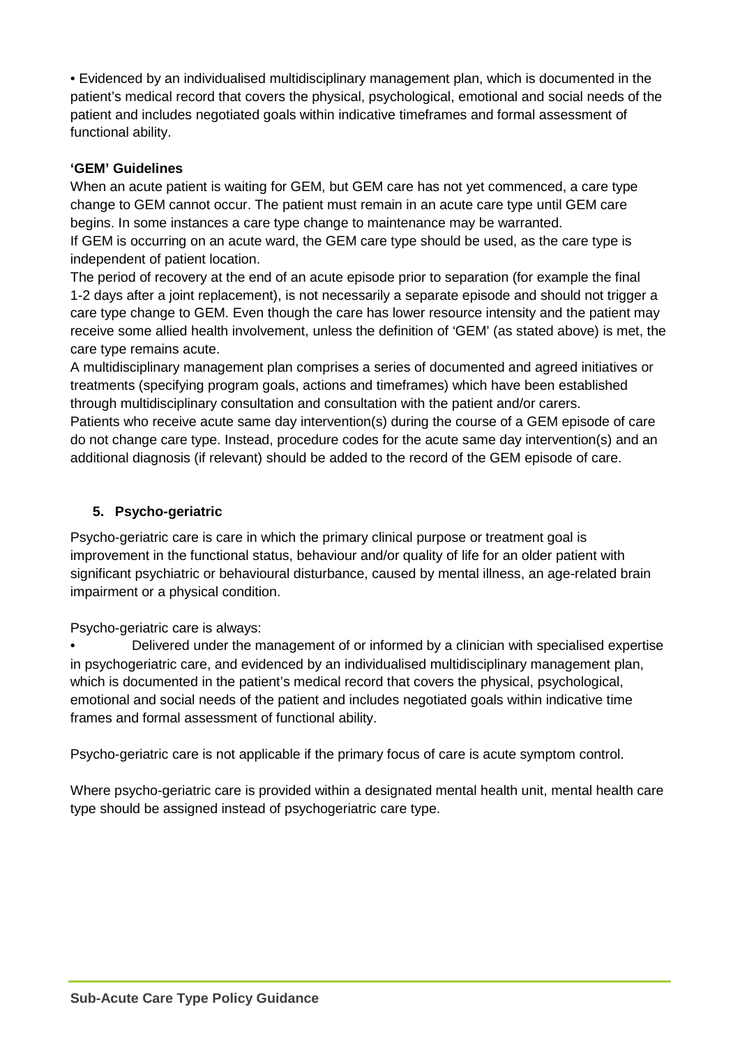• Evidenced by an individualised multidisciplinary management plan, which is documented in the patient's medical record that covers the physical, psychological, emotional and social needs of the patient and includes negotiated goals within indicative timeframes and formal assessment of functional ability.

**'GEM' Guidelines**

When an acute patient is waiting for GEM, but GEM care has not yet commenced, a care type change to GEM cannot occur. The patient must remain in an acute care type until GEM care begins. In some instances a care type change to maintenance may be warranted.

If GEM is occurring on an acute ward, the GEM care type should be used, as the care type is independent of patient location.

The period of recovery at the end of an acute episode prior to separation (for example the final 1-2 days after a joint replacement), is not necessarily a separate episode and should not trigger a care type change to GEM. Even though the care has lower resource intensity and the patient may receive some allied health involvement, unless the definition of 'GEM' (as stated above) is met, the care type remains acute.

A multidisciplinary management plan comprises a series of documented and agreed initiatives or treatments (specifying program goals, actions and timeframes) which have been established through multidisciplinary consultation and consultation with the patient and/or carers.

Patients who receive acute same day intervention(s) during the course of a GEM episode of care do not change care type. Instead, procedure codes for the acute same day intervention(s) and an additional diagnosis (if relevant) should be added to the record of the GEM episode of care.

## 5. Psycho-geriatric

Psycho-geriatric care is care in which the primary clinical purpose or treatment goal is improvement in the functional status, behaviour and/or quality of life for an older patient with significant psychiatric or behavioural disturbance, caused by mental illness, an age-related brain impairment or a physical condition.

Psycho-geriatric care is always:

- Delivered under the management of or informed by a clinician with specialised expertise in psychogeriatric care, and evidenced by an individualised multidisciplinary management plan, which is documented in the patient's medical record that covers the physical, psychological, emotional and social needs of the patient and includes negotiated goals within indicative time frames and formal assessment of functional ability.

Psycho-geriatric care is not applicable if the primary focus of care is acute symptom control.

Where psycho-geriatric care is provided within a designated mental health unit, mental health care type should be assigned instead of psychogeriatric care type.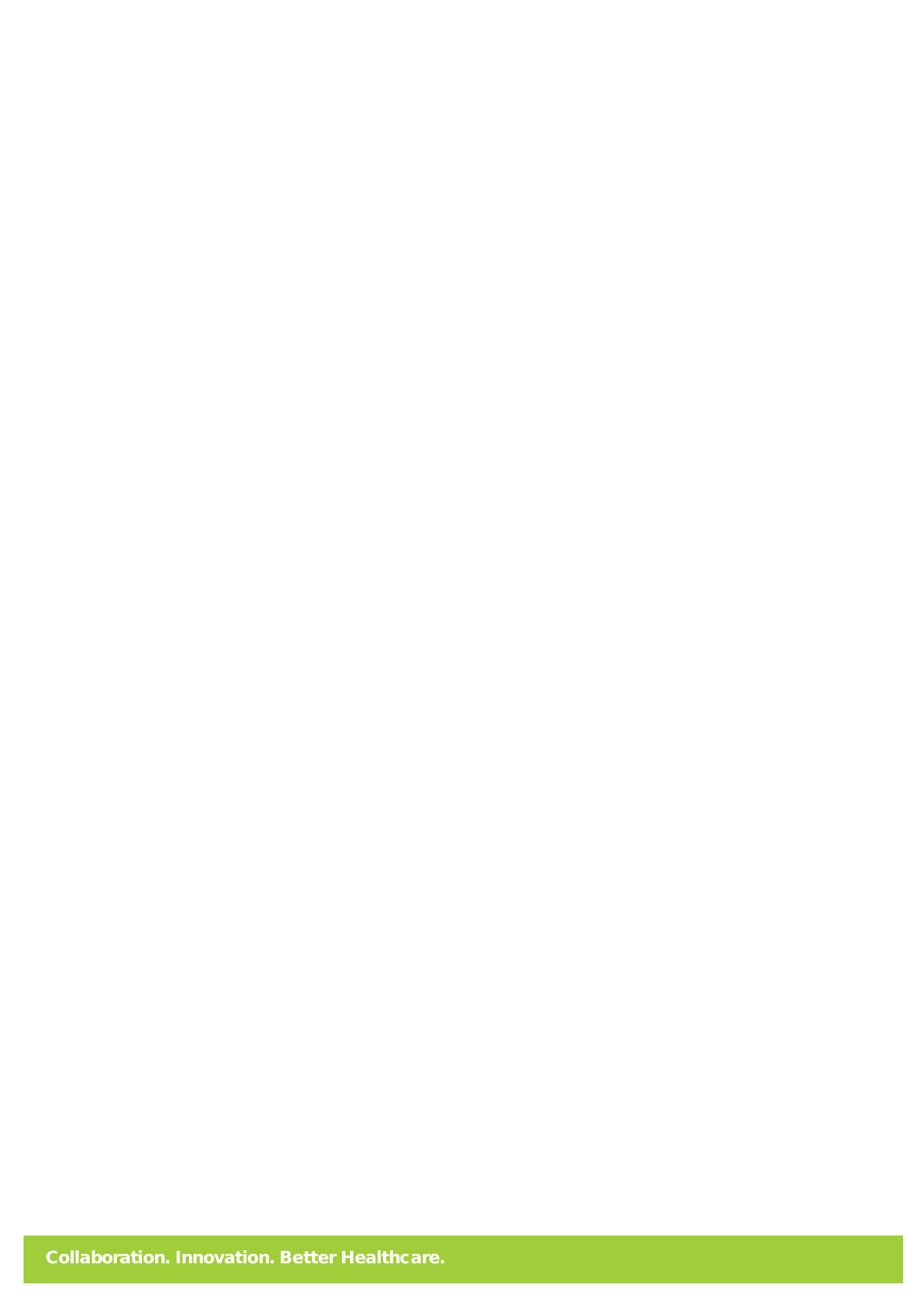**Collaboration. Innovation. Better Healthcare.**